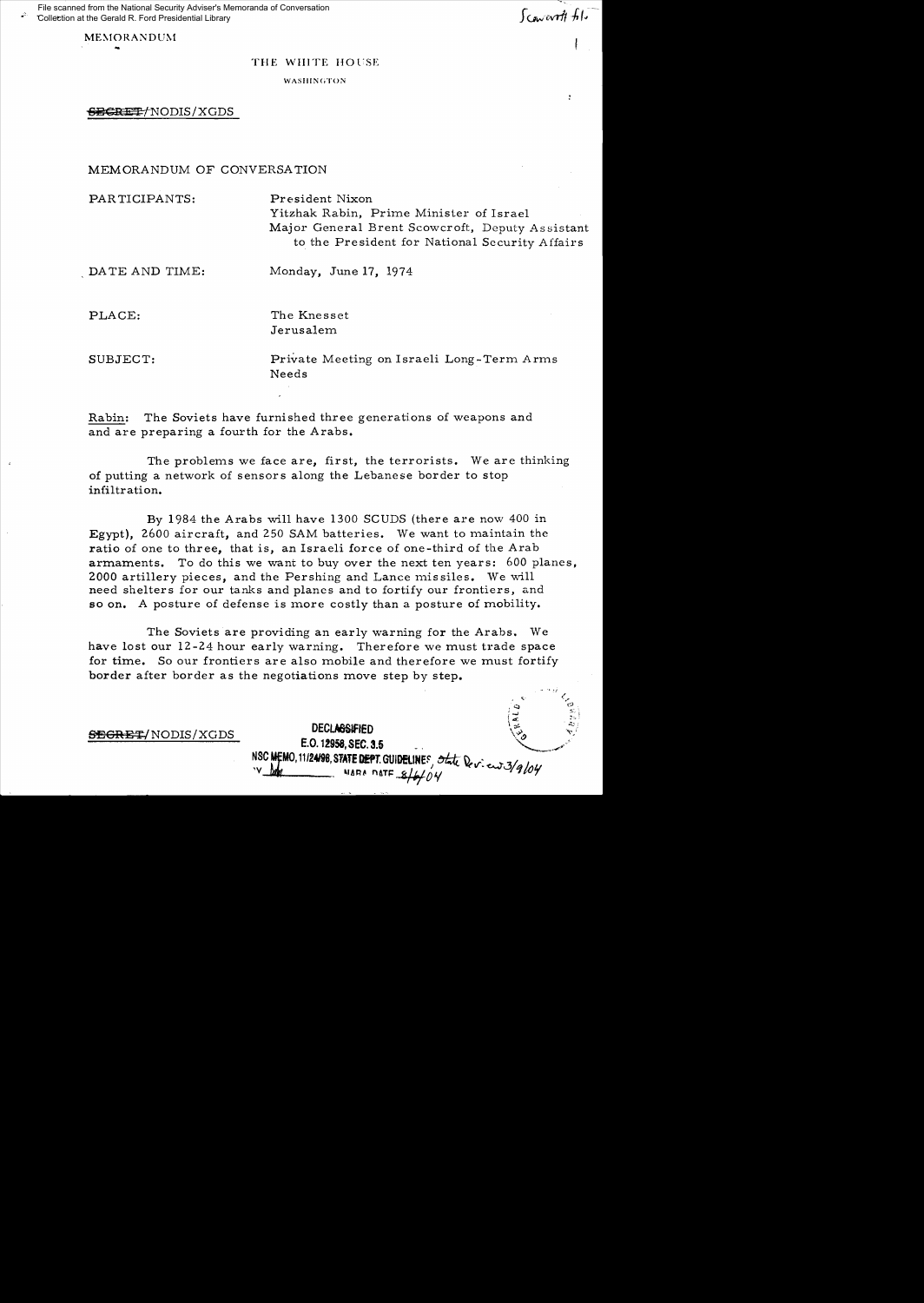MEMORANDUM

THE WHITE HOUSE

WASHINGTON

~~SECRET~~/NODIS/XGDS

MEMORANDUM OF CONVERSATION

PARTICIPANTS: President Nixon
Yitzhak Rabin, Prime Minister of Israel
Major General Brent Scowcroft, Deputy Assistant to the President for National Security Affairs

DATE AND TIME: Monday, June 17, 1974

PLACE: The Knesset
Jerusalem

SUBJECT: Private Meeting on Israeli Long-Term Arms Needs

Rabin: The Soviets have furnished three generations of weapons and and are preparing a fourth for the Arabs.

The problems we face are, first, the terrorists. We are thinking of putting a network of sensors along the Lebanese border to stop infiltration.

By 1984 the Arabs will have 1300 SCUDS (there are now 400 in Egypt), 2600 aircraft, and 250 SAM batteries. We want to maintain the ratio of one to three, that is, an Israeli force of one-third of the Arab armaments. To do this we want to buy over the next ten years: 600 planes, 2000 artillery pieces, and the Pershing and Lance missiles. We will need shelters for our tanks and planes and to fortify our frontiers, and so on. A posture of defense is more costly than a posture of mobility.

The Soviets are providing an early warning for the Arabs. We have lost our 12-24 hour early warning. Therefore we must trade space for time. So our frontiers are also mobile and therefore we must fortify border after border as the negotiations move step by step.

~~SECRET~~/NODIS/XGDS

DECLASSIFIED
E.O. 12958, SEC. 3.5
NSC MEMO, 11/24/98, STATE DEPT. GUIDELINES, State Rev. 3/9/04
NARA DATE 8/6/04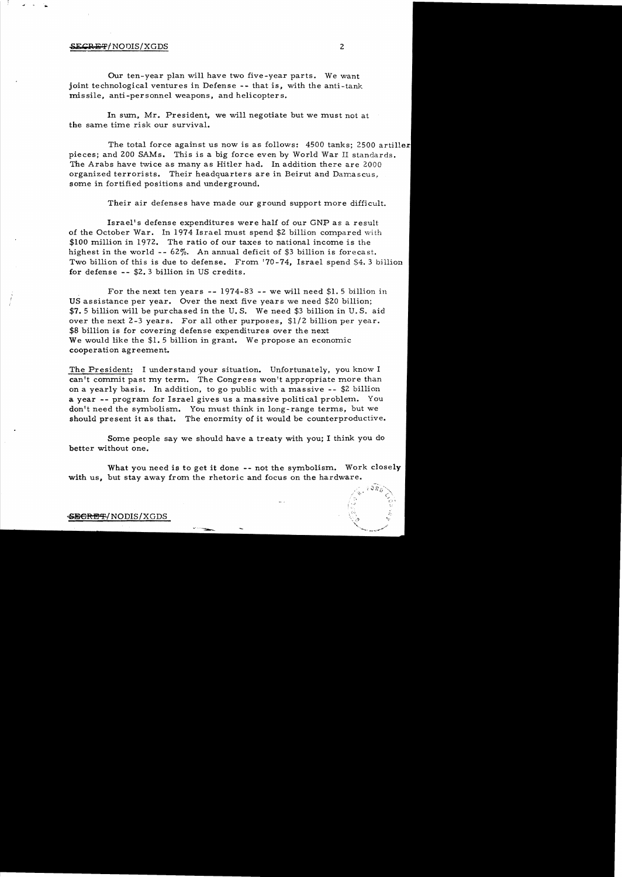Our ten-year plan will have two five-year parts. We want joint technological ventures in Defense -- that is, with the anti-tank missile, anti-personnel weapons, and helicopters.

In sum, Mr. President, we will negotiate but we must not at the same time risk our survival.

The total force against us now is as follows: 4500 tanks; 2500 artiller pieces; and 200 SAMs. This is a big force even by World War II standards. The Arabs have twice as many as Hitler had. In addition there are 2000 organized terrorists. Their headquarters are in Beirut and Damascus, some in fortified positions and underground.

Their air defenses have made our ground support more difficult.

Israel's defense expenditures were half of our GNP as a result of the October War. In 1974 Israel must spend $2 billion compared with $100 million in 1972. The ratio of our taxes to national income is the highest in the world -- 62%. An annual deficit of $3 billion is forecast. Two billion of this is due to defense. From '70-74, Israel spend $4.3 billion for defense -- $2.3 billion in US credits.

For the next ten years -- 1974-83 -- we will need $1.5 billion in US assistance per year. Over the next five years we need $20 billion; $7.5 billion will be purchased in the U.S. We need $3 billion in U.S. aid over the next 2-3 years. For all other purposes, $1/2 billion per year. $8 billion is for covering defense expenditures over the next We would like the $1.5 billion in grant. We propose an economic cooperation agreement.

The President: I understand your situation. Unfortunately, you know I can't commit past my term. The Congress won't appropriate more than on a yearly basis. In addition, to go public with a massive -- $2 billion a year -- program for Israel gives us a massive political problem. You don't need the symbolism. You must think in long-range terms, but we should present it as that. The enormity of it would be counterproductive.

Some people say we should have a treaty with you; I think you do better without one.

What you need is to get it done -- not the symbolism. Work closely with us, but stay away from the rhetoric and focus on the hardware.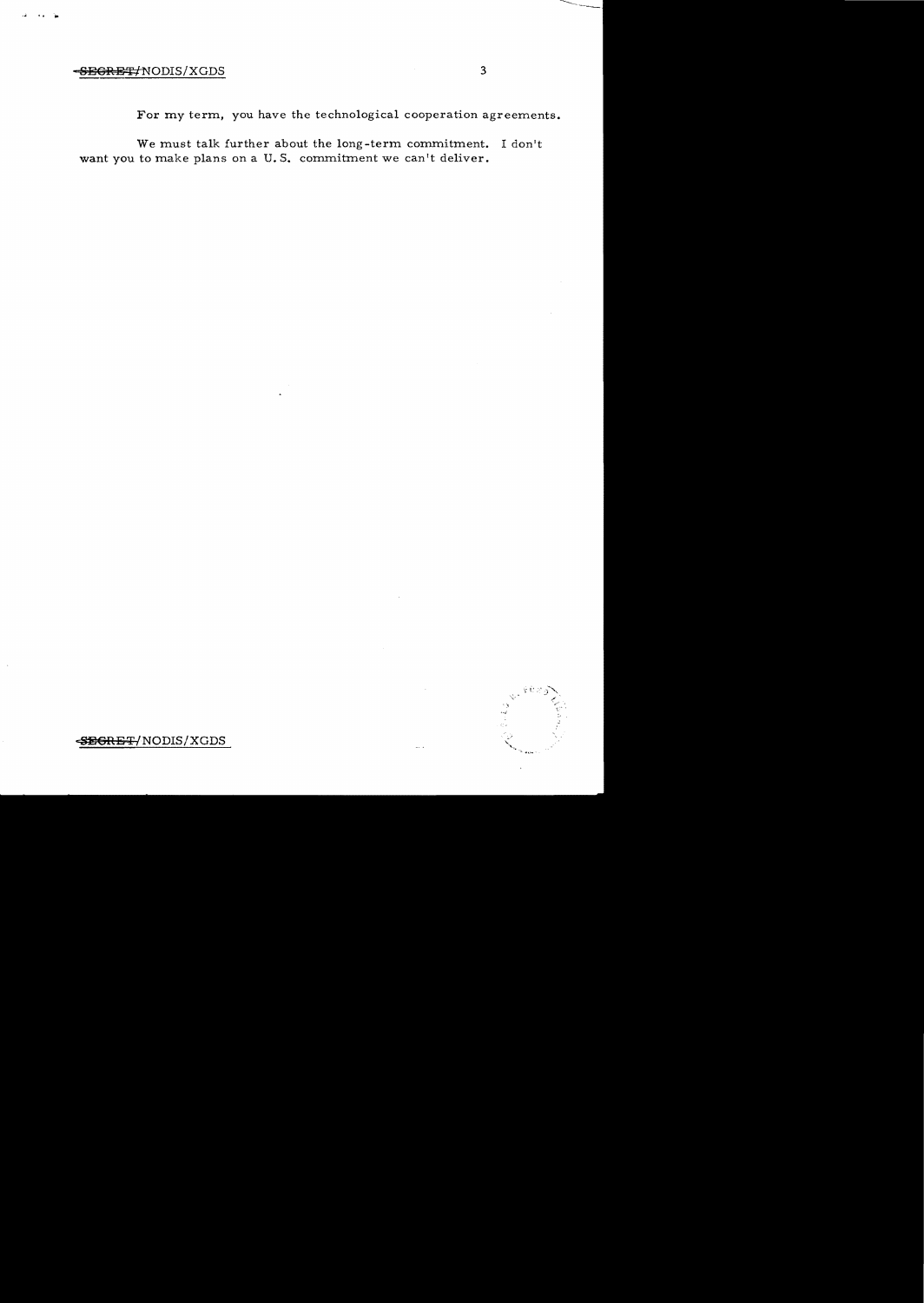For my term, you have the technological cooperation agreements.

We must talk further about the long-term commitment. I don't want you to make plans on a U.S. commitment we can't deliver.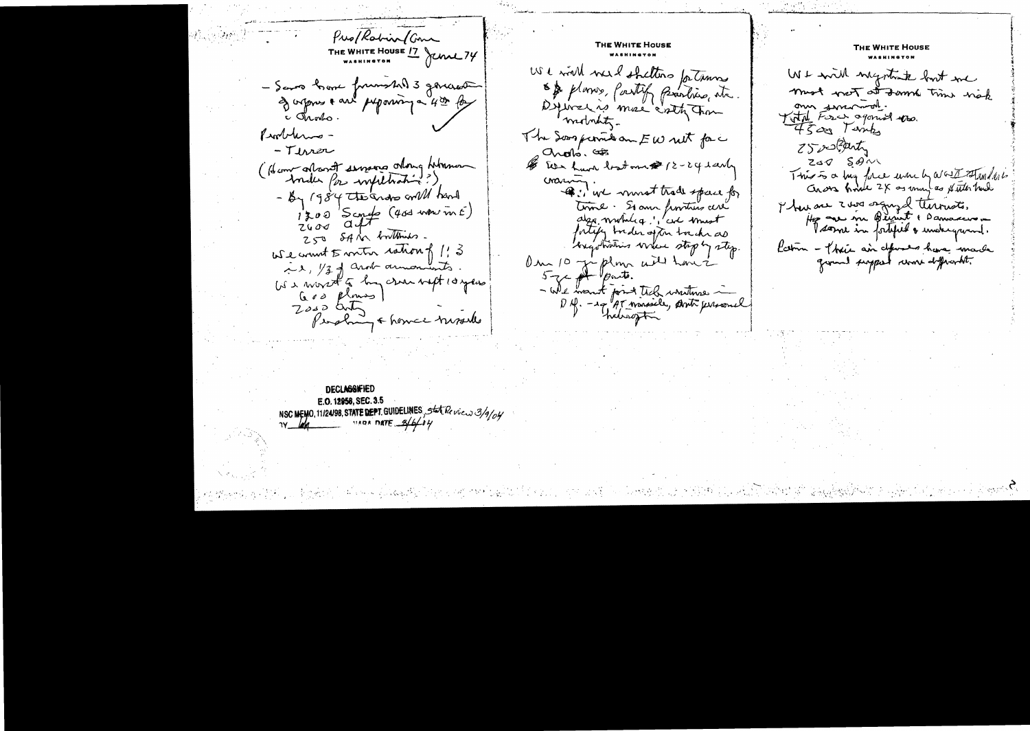Pres/Rabin/Gen

THE WHITE HOUSE 17 June 74

WASHINGTON

- Sov have furnished 3 generations of arms & are preparing a 4th for the Arabs.

Problems -

- Terror

(How about sensors along Lebanon border for infiltration?)

- By 1984 the Arabs will have

1200 Scuds (400 now in E)

2600 a/c

250 SAM batteries.

We want to maintain ration of 1:3 i.e., 1/3 of Arab armaments.

We want to buy over next 10 years

600 planes

2050 tanks

Pershing & Lance missiles

THE WHITE HOUSE

WASHINGTON

We will need shelters for tanks & planes, fortify positions, etc.

Defense is more costly than mobility.

The Sov provide an EW net for Arabs.

We have lost over 12-24 early warning.

∴ we must trade space for time. Since frontiers are also mobile, ∴ we must fortify border after borders as negotiations move step by step.

Our 10 yr plan will have 5-7 yr parts.

- We want joint tech ventures in D.P. - eg AT missile, anti personnel helicopter

THE WHITE HOUSE

WASHINGTON

We will negotiate but we must not at same time risk our survival.

Total Force against us.

4500 Tanks

2500 artillery

200 SAM

This is a big force even by WW II standards. Arabs have 2X as many as Hitler had.

There are 2 ws organized terrorists. They are in Beirut & Damascus - some in fortified & underground.

Rabin - Their air defenses have made ground support more difficult.

DECLASSIFIED

E.O. 12958, SEC. 3.5

NSC MEMO, 11/24/98, STATE DEPT. GUIDELINES, State Review 3/9/04

BY [illegible] NARA DATE 8/6/04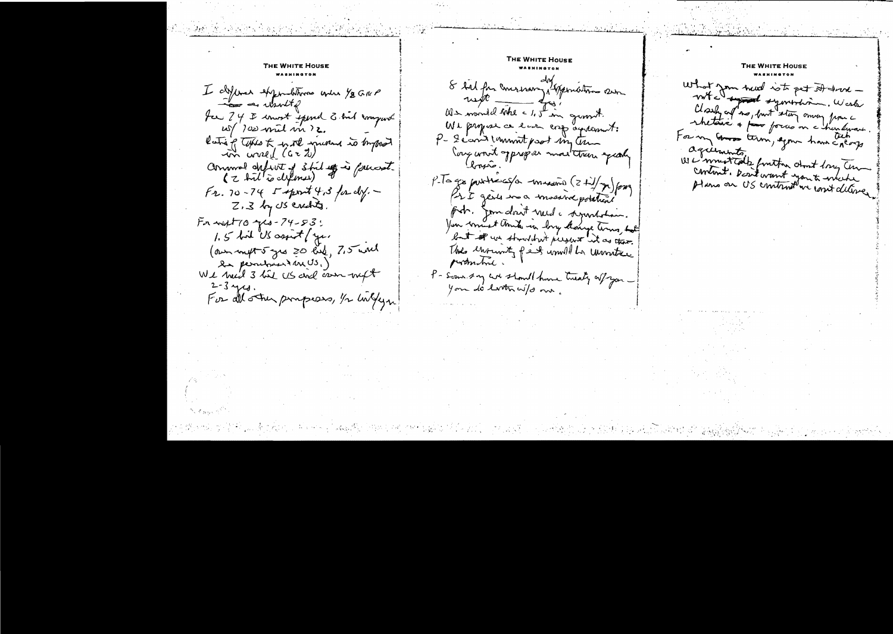THE WHITE HOUSE
WASHINGTON

I def was expenditures were 4% GNP ~~in~~ ~~as~~ ~~usually~~

For 74 I must spend 3 bil compared w/ 100 mil in 72.

Rate of TTPS to not increase is important in world (G + Z)

Annual deficit of 3 bil ~~of~~ is forecast. (2 bil is defense)

FR. 70-74 I spent 4.3 for def. – 2.3 by US credits.

For next 10 yrs – 74-83:
1.5 bil US assist / yr.
(over next 5 yrs 20 bil, 7.5 would be purchases in US.)

We need 3 bil US aid over next 2-3 yrs.

For all other purposes, 1/2 bil/yr.

THE WHITE HOUSE
WASHINGTON

8 bil for necessary def expenditures over next ___ yrs.

We would like < 1.5 in grant.

We propose a 6 yr exp agreement:

P – I can't commit past my term

Cong won't appropriate more than yearly basis.

P. To go with cash/a massive (2 bil/yr) prog for I gives us a massive political prob. You don't need a symbol. You must think in long range terms, but ~~if~~ we shouldn't present it as that. This certainty of it would be counter productive.

P – Some say we should have treaty w/ you – you do better w/o one.

THE WHITE HOUSE
WASHINGTON

What you need is to get it done – not a ~~signed~~ symbolism. We do clearly as so, but stay away from a rhetoric & ~~for~~ focus on a hardware.

For my ~~two~~ term, you have a tech agreements.

We must talk further about long term content. Don't want you to make plans on US contract we can't deliver.